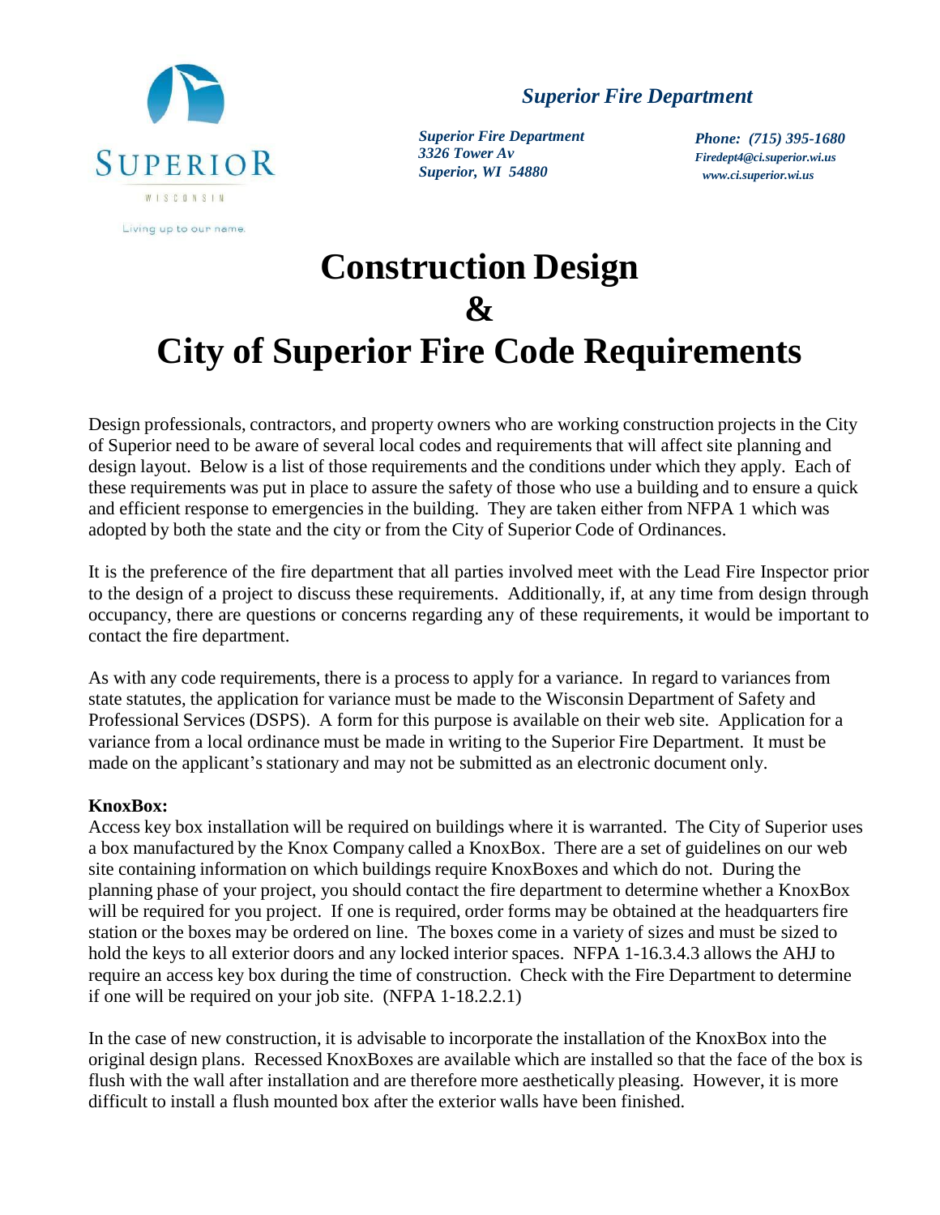SUPERIOR

WISCONSIN

Living up to our name.

*Superior Fire Department*

*Superior Fire Department*
*3326 Tower Av*
*Superior, WI 54880*

*Phone: (715) 395-1680*
*Firedept4@ci.superior.wi.us*
*www.ci.superior.wi.us*

# Construction Design & City of Superior Fire Code Requirements

Design professionals, contractors, and property owners who are working construction projects in the City of Superior need to be aware of several local codes and requirements that will affect site planning and design layout. Below is a list of those requirements and the conditions under which they apply. Each of these requirements was put in place to assure the safety of those who use a building and to ensure a quick and efficient response to emergencies in the building. They are taken either from NFPA 1 which was adopted by both the state and the city or from the City of Superior Code of Ordinances.

It is the preference of the fire department that all parties involved meet with the Lead Fire Inspector prior to the design of a project to discuss these requirements. Additionally, if, at any time from design through occupancy, there are questions or concerns regarding any of these requirements, it would be important to contact the fire department.

As with any code requirements, there is a process to apply for a variance. In regard to variances from state statutes, the application for variance must be made to the Wisconsin Department of Safety and Professional Services (DSPS). A form for this purpose is available on their web site. Application for a variance from a local ordinance must be made in writing to the Superior Fire Department. It must be made on the applicant's stationary and may not be submitted as an electronic document only.

**KnoxBox:**
Access key box installation will be required on buildings where it is warranted. The City of Superior uses a box manufactured by the Knox Company called a KnoxBox. There are a set of guidelines on our web site containing information on which buildings require KnoxBoxes and which do not. During the planning phase of your project, you should contact the fire department to determine whether a KnoxBox will be required for you project. If one is required, order forms may be obtained at the headquarters fire station or the boxes may be ordered on line. The boxes come in a variety of sizes and must be sized to hold the keys to all exterior doors and any locked interior spaces. NFPA 1-16.3.4.3 allows the AHJ to require an access key box during the time of construction. Check with the Fire Department to determine if one will be required on your job site. (NFPA 1-18.2.2.1)

In the case of new construction, it is advisable to incorporate the installation of the KnoxBox into the original design plans. Recessed KnoxBoxes are available which are installed so that the face of the box is flush with the wall after installation and are therefore more aesthetically pleasing. However, it is more difficult to install a flush mounted box after the exterior walls have been finished.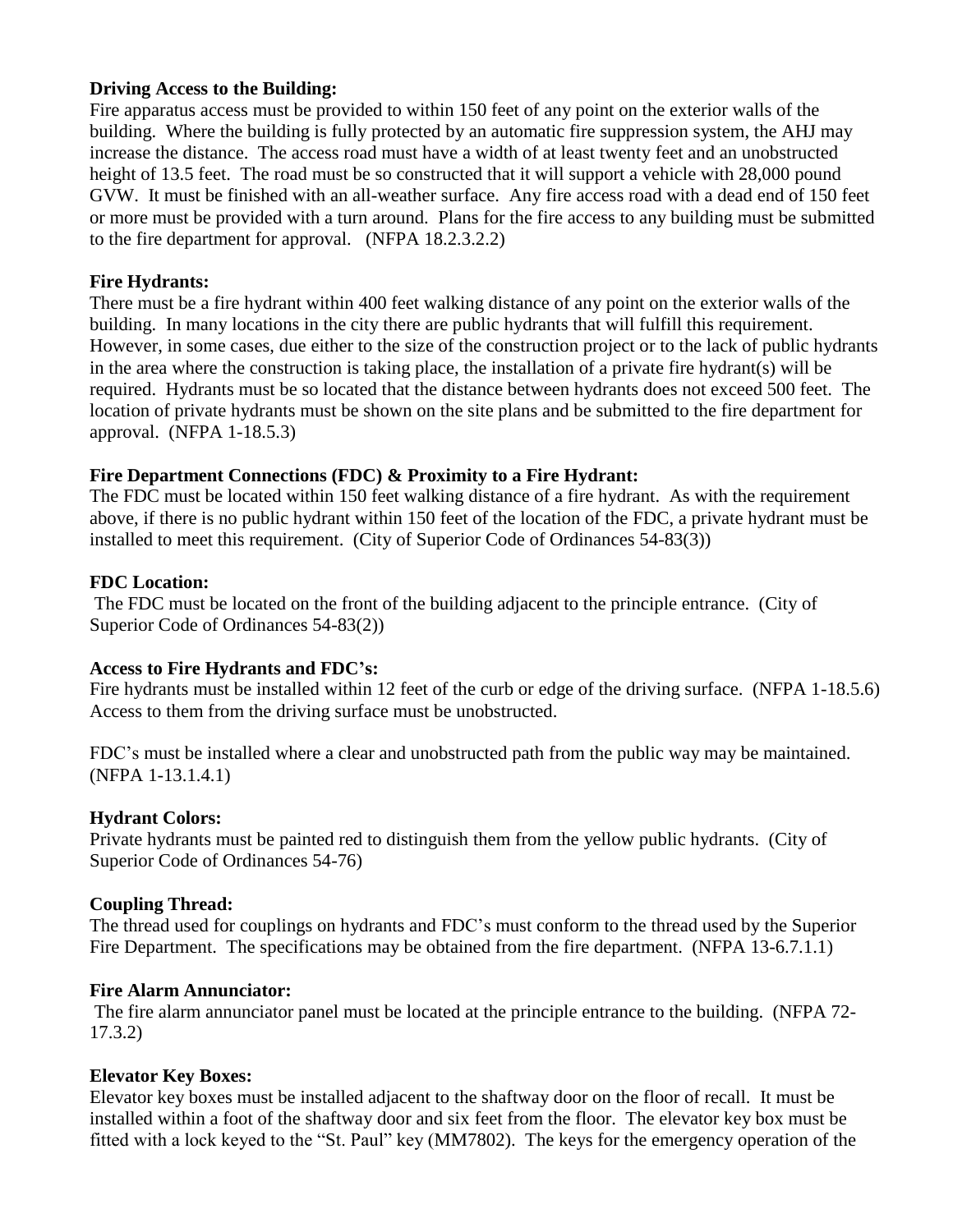**Driving Access to the Building:**
Fire apparatus access must be provided to within 150 feet of any point on the exterior walls of the building. Where the building is fully protected by an automatic fire suppression system, the AHJ may increase the distance. The access road must have a width of at least twenty feet and an unobstructed height of 13.5 feet. The road must be so constructed that it will support a vehicle with 28,000 pound GVW. It must be finished with an all-weather surface. Any fire access road with a dead end of 150 feet or more must be provided with a turn around. Plans for the fire access to any building must be submitted to the fire department for approval. (NFPA 18.2.3.2.2)

**Fire Hydrants:**
There must be a fire hydrant within 400 feet walking distance of any point on the exterior walls of the building. In many locations in the city there are public hydrants that will fulfill this requirement. However, in some cases, due either to the size of the construction project or to the lack of public hydrants in the area where the construction is taking place, the installation of a private fire hydrant(s) will be required. Hydrants must be so located that the distance between hydrants does not exceed 500 feet. The location of private hydrants must be shown on the site plans and be submitted to the fire department for approval. (NFPA 1-18.5.3)

**Fire Department Connections (FDC) & Proximity to a Fire Hydrant:**
The FDC must be located within 150 feet walking distance of a fire hydrant. As with the requirement above, if there is no public hydrant within 150 feet of the location of the FDC, a private hydrant must be installed to meet this requirement. (City of Superior Code of Ordinances 54-83(3))

**FDC Location:**
The FDC must be located on the front of the building adjacent to the principle entrance. (City of Superior Code of Ordinances 54-83(2))

**Access to Fire Hydrants and FDC's:**
Fire hydrants must be installed within 12 feet of the curb or edge of the driving surface. (NFPA 1-18.5.6) Access to them from the driving surface must be unobstructed.

FDC's must be installed where a clear and unobstructed path from the public way may be maintained. (NFPA 1-13.1.4.1)

**Hydrant Colors:**
Private hydrants must be painted red to distinguish them from the yellow public hydrants. (City of Superior Code of Ordinances 54-76)

**Coupling Thread:**
The thread used for couplings on hydrants and FDC's must conform to the thread used by the Superior Fire Department. The specifications may be obtained from the fire department. (NFPA 13-6.7.1.1)

**Fire Alarm Annunciator:**
The fire alarm annunciator panel must be located at the principle entrance to the building. (NFPA 72-17.3.2)

**Elevator Key Boxes:**
Elevator key boxes must be installed adjacent to the shaftway door on the floor of recall. It must be installed within a foot of the shaftway door and six feet from the floor. The elevator key box must be fitted with a lock keyed to the "St. Paul" key (MM7802). The keys for the emergency operation of the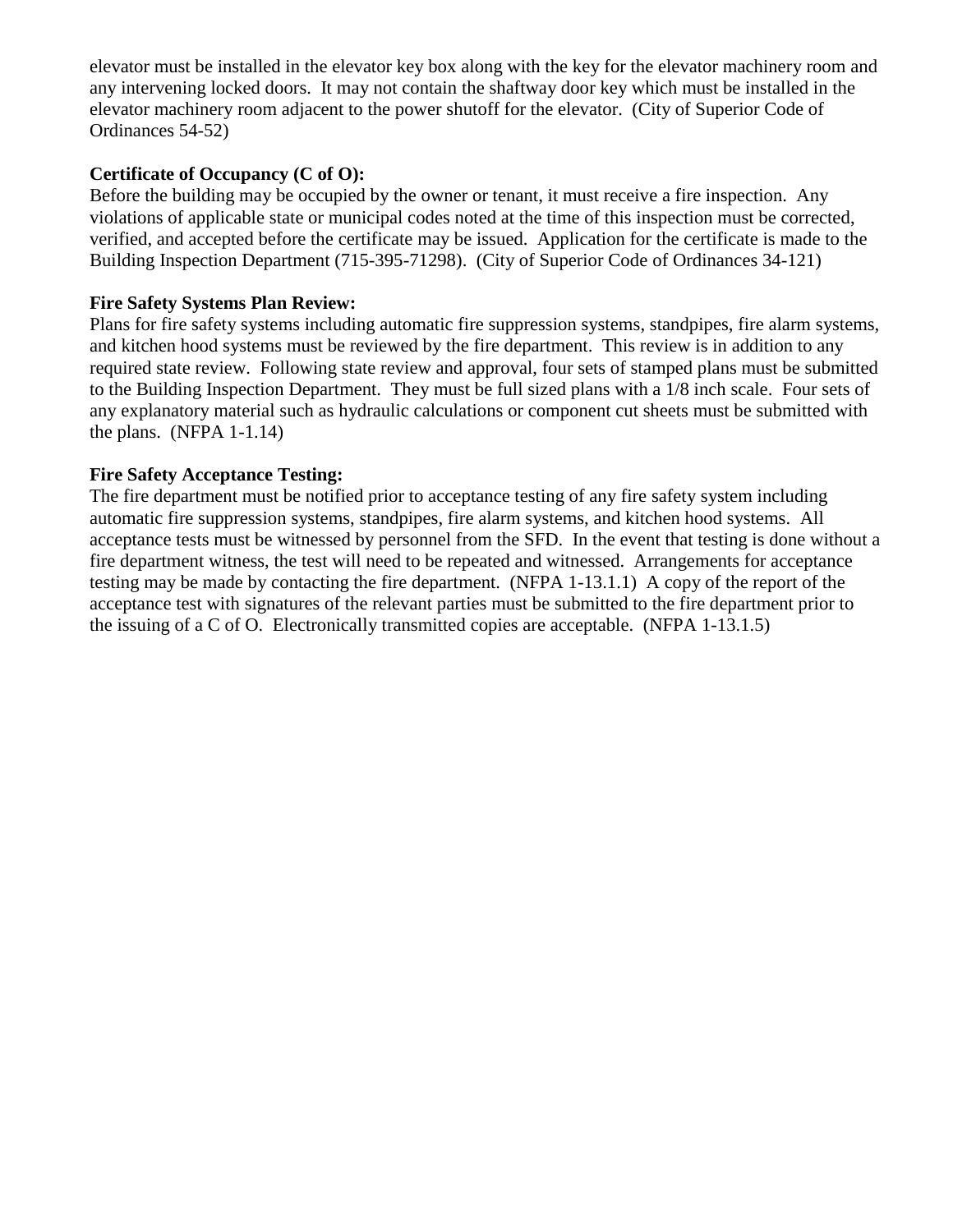elevator must be installed in the elevator key box along with the key for the elevator machinery room and any intervening locked doors. It may not contain the shaftway door key which must be installed in the elevator machinery room adjacent to the power shutoff for the elevator. (City of Superior Code of Ordinances 54-52)

**Certificate of Occupancy (C of O):**
Before the building may be occupied by the owner or tenant, it must receive a fire inspection. Any violations of applicable state or municipal codes noted at the time of this inspection must be corrected, verified, and accepted before the certificate may be issued. Application for the certificate is made to the Building Inspection Department (715-395-71298). (City of Superior Code of Ordinances 34-121)

**Fire Safety Systems Plan Review:**
Plans for fire safety systems including automatic fire suppression systems, standpipes, fire alarm systems, and kitchen hood systems must be reviewed by the fire department. This review is in addition to any required state review. Following state review and approval, four sets of stamped plans must be submitted to the Building Inspection Department. They must be full sized plans with a 1/8 inch scale. Four sets of any explanatory material such as hydraulic calculations or component cut sheets must be submitted with the plans. (NFPA 1-1.14)

**Fire Safety Acceptance Testing:**
The fire department must be notified prior to acceptance testing of any fire safety system including automatic fire suppression systems, standpipes, fire alarm systems, and kitchen hood systems. All acceptance tests must be witnessed by personnel from the SFD. In the event that testing is done without a fire department witness, the test will need to be repeated and witnessed. Arrangements for acceptance testing may be made by contacting the fire department. (NFPA 1-13.1.1) A copy of the report of the acceptance test with signatures of the relevant parties must be submitted to the fire department prior to the issuing of a C of O. Electronically transmitted copies are acceptable. (NFPA 1-13.1.5)